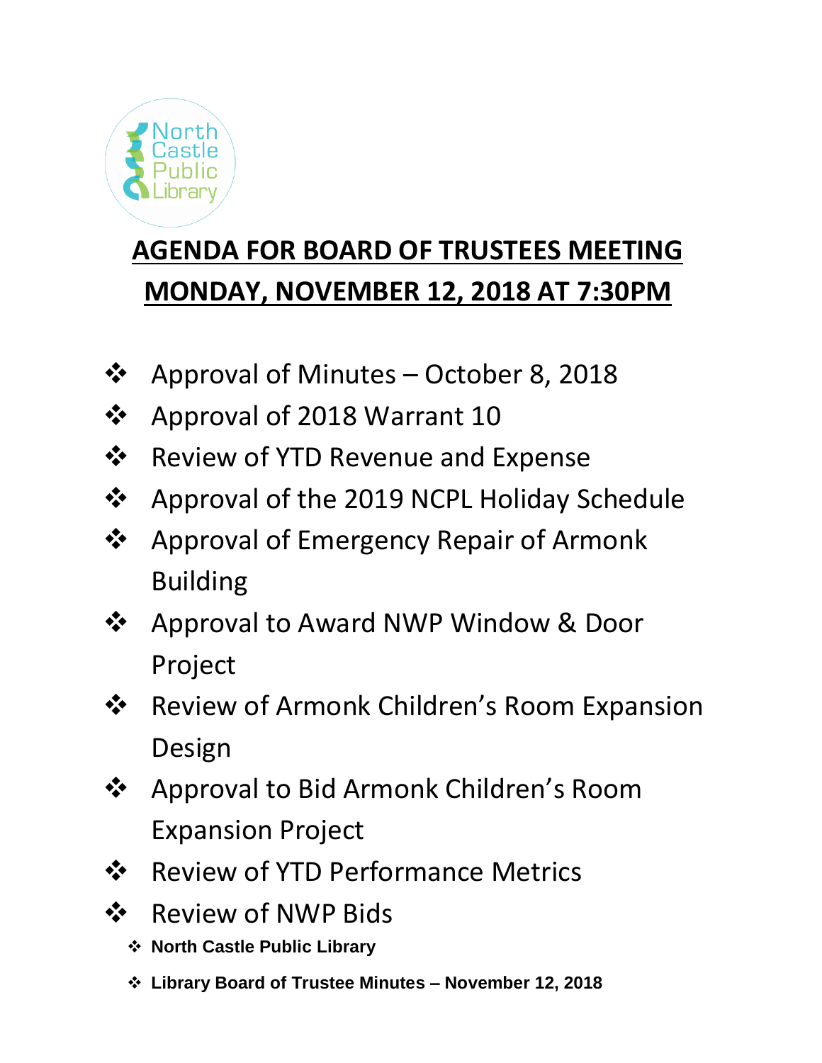North Castle Public Library

# AGENDA FOR BOARD OF TRUSTEES MEETING
# MONDAY, NOVEMBER 12, 2018 AT 7:30PM

- Approval of Minutes – October 8, 2018
- Approval of 2018 Warrant 10
- Review of YTD Revenue and Expense
- Approval of the 2019 NCPL Holiday Schedule
- Approval of Emergency Repair of Armonk Building
- Approval to Award NWP Window & Door Project
- Review of Armonk Children's Room Expansion Design
- Approval to Bid Armonk Children's Room Expansion Project
- Review of YTD Performance Metrics
- Review of NWP Bids
  - **North Castle Public Library**
  - **Library Board of Trustee Minutes – November 12, 2018**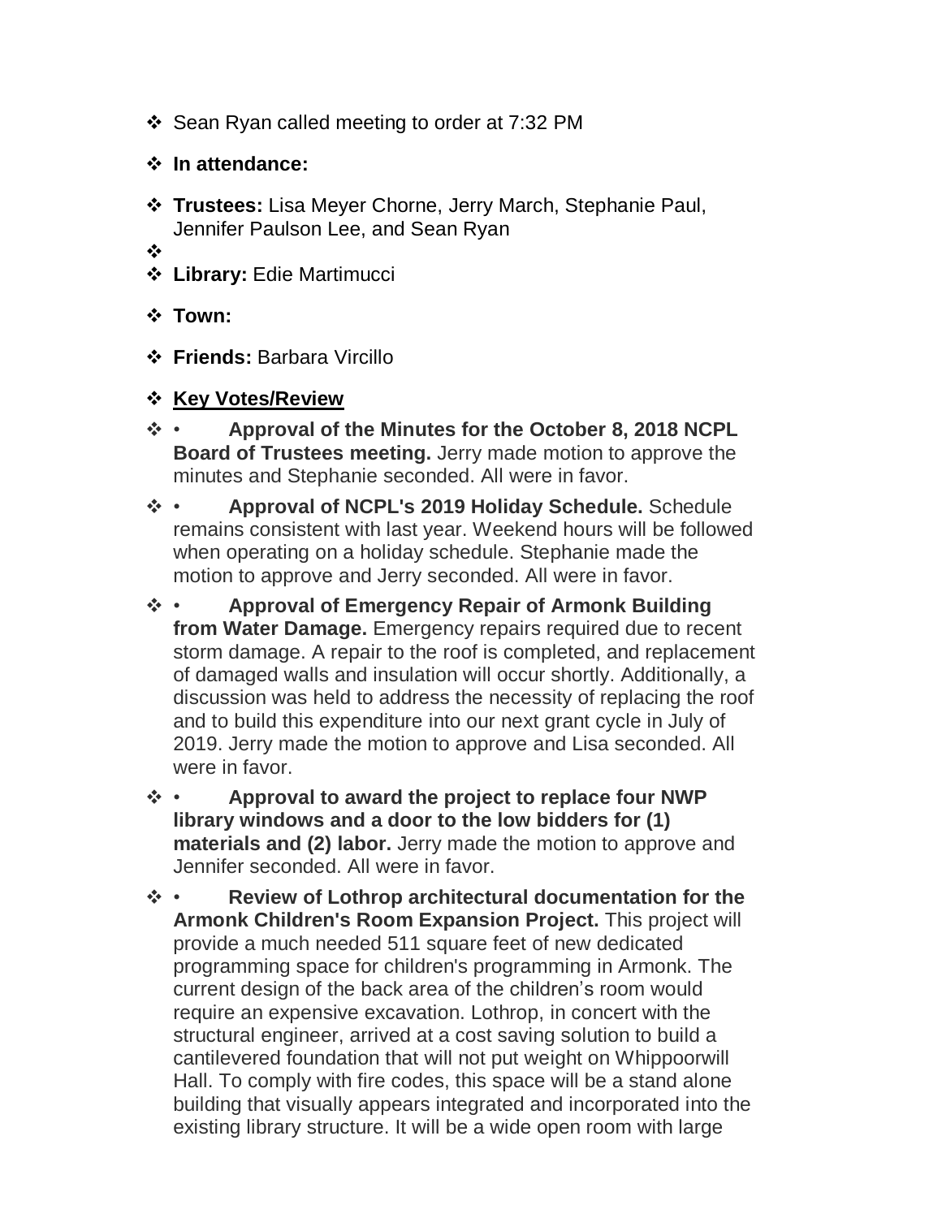- Sean Ryan called meeting to order at 7:32 PM
- **In attendance:**
- **Trustees:** Lisa Meyer Chorne, Jerry March, Stephanie Paul, Jennifer Paulson Lee, and Sean Ryan
- **Library:** Edie Martimucci
- **Town:**
- **Friends:** Barbara Vircillo
- **<u>Key Votes/Review</u>**
- • **Approval of the Minutes for the October 8, 2018 NCPL Board of Trustees meeting.** Jerry made motion to approve the minutes and Stephanie seconded. All were in favor.
- • **Approval of NCPL's 2019 Holiday Schedule.** Schedule remains consistent with last year. Weekend hours will be followed when operating on a holiday schedule. Stephanie made the motion to approve and Jerry seconded. All were in favor.
- • **Approval of Emergency Repair of Armonk Building from Water Damage.** Emergency repairs required due to recent storm damage. A repair to the roof is completed, and replacement of damaged walls and insulation will occur shortly. Additionally, a discussion was held to address the necessity of replacing the roof and to build this expenditure into our next grant cycle in July of 2019. Jerry made the motion to approve and Lisa seconded. All were in favor.
- • **Approval to award the project to replace four NWP library windows and a door to the low bidders for (1) materials and (2) labor.** Jerry made the motion to approve and Jennifer seconded. All were in favor.
- • **Review of Lothrop architectural documentation for the Armonk Children's Room Expansion Project.** This project will provide a much needed 511 square feet of new dedicated programming space for children's programming in Armonk. The current design of the back area of the children's room would require an expensive excavation. Lothrop, in concert with the structural engineer, arrived at a cost saving solution to build a cantilevered foundation that will not put weight on Whippoorwill Hall. To comply with fire codes, this space will be a stand alone building that visually appears integrated and incorporated into the existing library structure. It will be a wide open room with large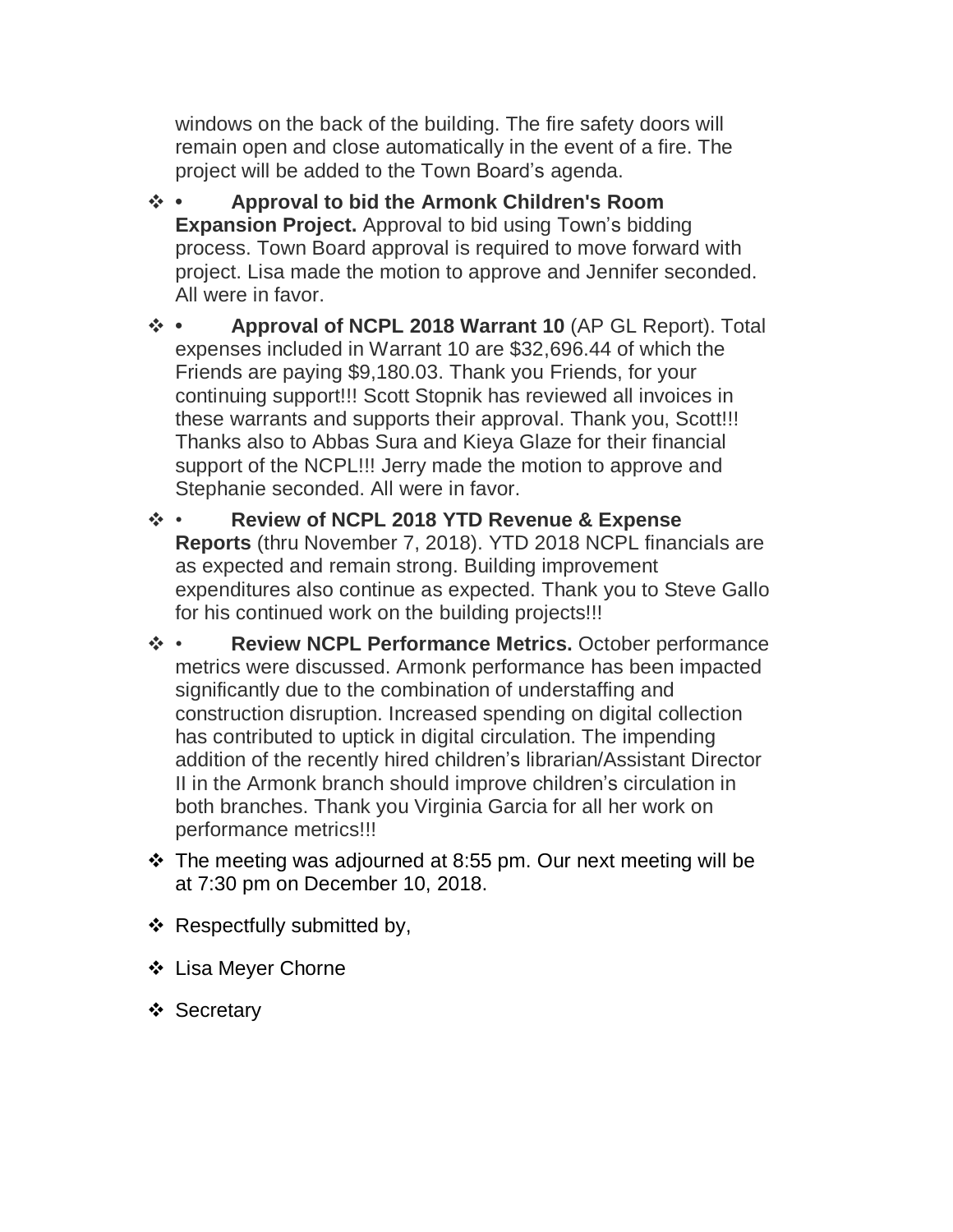windows on the back of the building. The fire safety doors will remain open and close automatically in the event of a fire. The project will be added to the Town Board's agenda.

- **Approval to bid the Armonk Children's Room Expansion Project.** Approval to bid using Town's bidding process. Town Board approval is required to move forward with project. Lisa made the motion to approve and Jennifer seconded. All were in favor.
- **Approval of NCPL 2018 Warrant 10** (AP GL Report). Total expenses included in Warrant 10 are $32,696.44 of which the Friends are paying $9,180.03. Thank you Friends, for your continuing support!!! Scott Stopnik has reviewed all invoices in these warrants and supports their approval. Thank you, Scott!!! Thanks also to Abbas Sura and Kieya Glaze for their financial support of the NCPL!!! Jerry made the motion to approve and Stephanie seconded. All were in favor.
- **Review of NCPL 2018 YTD Revenue & Expense Reports** (thru November 7, 2018). YTD 2018 NCPL financials are as expected and remain strong. Building improvement expenditures also continue as expected. Thank you to Steve Gallo for his continued work on the building projects!!!
- **Review NCPL Performance Metrics.** October performance metrics were discussed. Armonk performance has been impacted significantly due to the combination of understaffing and construction disruption. Increased spending on digital collection has contributed to uptick in digital circulation. The impending addition of the recently hired children's librarian/Assistant Director II in the Armonk branch should improve children's circulation in both branches. Thank you Virginia Garcia for all her work on performance metrics!!!
- The meeting was adjourned at 8:55 pm. Our next meeting will be at 7:30 pm on December 10, 2018.
- Respectfully submitted by,
- Lisa Meyer Chorne
- Secretary